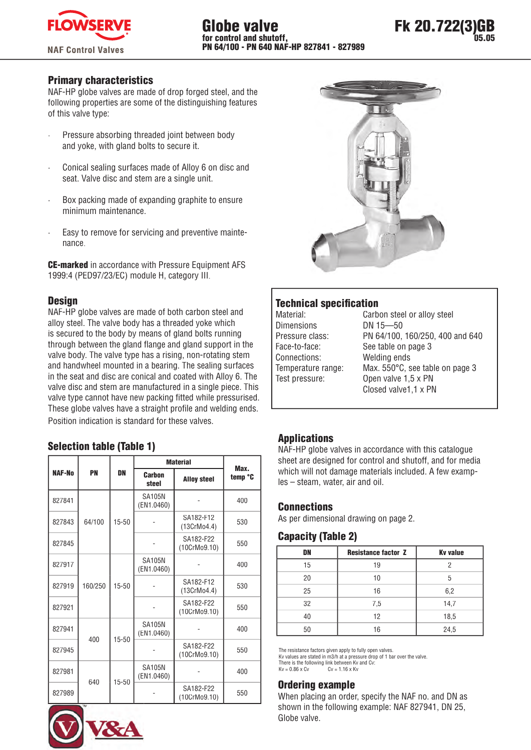# Globe valve

**for control and shutoff,**
**PN 64/100 - PN 640 NAF-HP 827841 - 827989**

**Fk 20.722(3)GB**
**05.05**

## Primary characteristics

NAF-HP globe valves are made of drop forged steel, and the following properties are some of the distinguishing features of this valve type:

- Pressure absorbing threaded joint between body and yoke, with gland bolts to secure it.
- Conical sealing surfaces made of Alloy 6 on disc and seat. Valve disc and stem are a single unit.
- Box packing made of expanding graphite to ensure minimum maintenance.
- Easy to remove for servicing and preventive maintenance.

**CE-marked** in accordance with Pressure Equipment AFS 1999:4 (PED97/23/EC) module H, category III.

## Design

NAF-HP globe valves are made of both carbon steel and alloy steel. The valve body has a threaded yoke which is secured to the body by means of gland bolts running through between the gland flange and gland support in the valve body. The valve type has a rising, non-rotating stem and handwheel mounted in a bearing. The sealing surfaces in the seat and disc are conical and coated with Alloy 6. The valve disc and stem are manufactured in a single piece. This valve type cannot have new packing fitted while pressurised. These globe valves have a straight profile and welding ends. Position indication is standard for these valves.

## Selection table (Table 1)

| NAF-No | PN | DN | Material | | Max. temp °C |
|---|---|---|---|---|---|
| | | | Carbon steel | Alloy steel | |
| 827841 | 64/100 | 15-50 | SA105N (EN1.0460) | - | 400 |
| 827843 | | | - | SA182-F12 (13CrMo4.4) | 530 |
| 827845 | | | - | SA182-F22 (10CrMo9.10) | 550 |
| 827917 | 160/250 | 15-50 | SA105N (EN1.0460) | - | 400 |
| 827919 | | | - | SA182-F12 (13CrMo4.4) | 530 |
| 827921 | | | - | SA182-F22 (10CrMo9.10) | 550 |
| 827941 | 400 | 15-50 | SA105N (EN1.0460) | - | 400 |
| 827945 | | | - | SA182-F22 (10CrMo9.10) | 550 |
| 827981 | 640 | 15-50 | SA105N (EN1.0460) | - | 400 |
| 827989 | | | - | SA182-F22 (10CrMo9.10) | 550 |

## Technical specification

| | |
|---|---|
| Material: | Carbon steel or alloy steel |
| Dimensions | DN 15—50 |
| Pressure class: | PN 64/100, 160/250, 400 and 640 |
| Face-to-face: | See table on page 3 |
| Connections: | Welding ends |
| Temperature range: | Max. 550°C, see table on page 3 |
| Test pressure: | Open valve 1,5 x PN |
| | Closed valve1,1 x PN |

## Applications

NAF-HP globe valves in accordance with this catalogue sheet are designed for control and shutoff, and for media which will not damage materials included. A few examples – steam, water, air and oil.

## Connections

As per dimensional drawing on page 2.

## Capacity (Table 2)

| DN | Resistance factor Z | Kv value |
|---|---|---|
| 15 | 19 | 2 |
| 20 | 10 | 5 |
| 25 | 16 | 6,2 |
| 32 | 7,5 | 14,7 |
| 40 | 12 | 18,5 |
| 50 | 16 | 24,5 |

The resistance factors given apply to fully open valves.
Kv values are stated in m3/h at a pressure drop of 1 bar over the valve.
There is the following link between Kv and Cv:
Kv = 0.86 x Cv        Cv = 1.16 x Kv

## Ordering example

When placing an order, specify the NAF no. and DN as shown in the following example: NAF 827941, DN 25, Globe valve.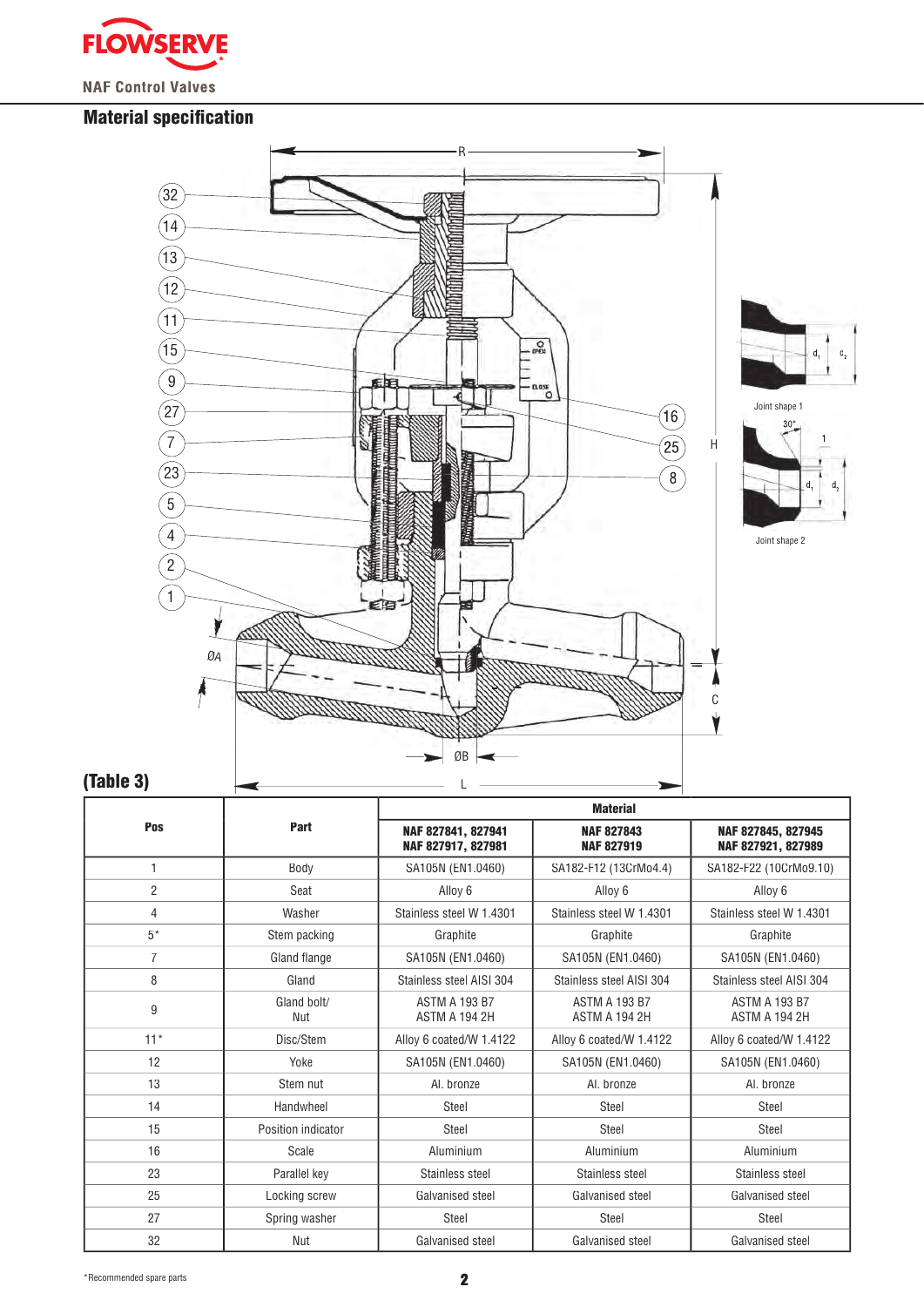## Material specification

**(Table 3)**

| Pos | Part | Material | | |
|---|---|---|---|---|
| | | NAF 827841, 827941<br>NAF 827917, 827981 | NAF 827843<br>NAF 827919 | NAF 827845, 827945<br>NAF 827921, 827989 |
| 1 | Body | SA105N (EN1.0460) | SA182-F12 (13CrMo4.4) | SA182-F22 (10CrMo9.10) |
| 2 | Seat | Alloy 6 | Alloy 6 | Alloy 6 |
| 4 | Washer | Stainless steel W 1.4301 | Stainless steel W 1.4301 | Stainless steel W 1.4301 |
| 5* | Stem packing | Graphite | Graphite | Graphite |
| 7 | Gland flange | SA105N (EN1.0460) | SA105N (EN1.0460) | SA105N (EN1.0460) |
| 8 | Gland | Stainless steel AISI 304 | Stainless steel AISI 304 | Stainless steel AISI 304 |
| 9 | Gland bolt/<br>Nut | ASTM A 193 B7<br>ASTM A 194 2H | ASTM A 193 B7<br>ASTM A 194 2H | ASTM A 193 B7<br>ASTM A 194 2H |
| 11* | Disc/Stem | Alloy 6 coated/W 1.4122 | Alloy 6 coated/W 1.4122 | Alloy 6 coated/W 1.4122 |
| 12 | Yoke | SA105N (EN1.0460) | SA105N (EN1.0460) | SA105N (EN1.0460) |
| 13 | Stem nut | Al. bronze | Al. bronze | Al. bronze |
| 14 | Handwheel | Steel | Steel | Steel |
| 15 | Position indicator | Steel | Steel | Steel |
| 16 | Scale | Aluminium | Aluminium | Aluminium |
| 23 | Parallel key | Stainless steel | Stainless steel | Stainless steel |
| 25 | Locking screw | Galvanised steel | Galvanised steel | Galvanised steel |
| 27 | Spring washer | Steel | Steel | Steel |
| 32 | Nut | Galvanised steel | Galvanised steel | Galvanised steel |

*Recommended spare parts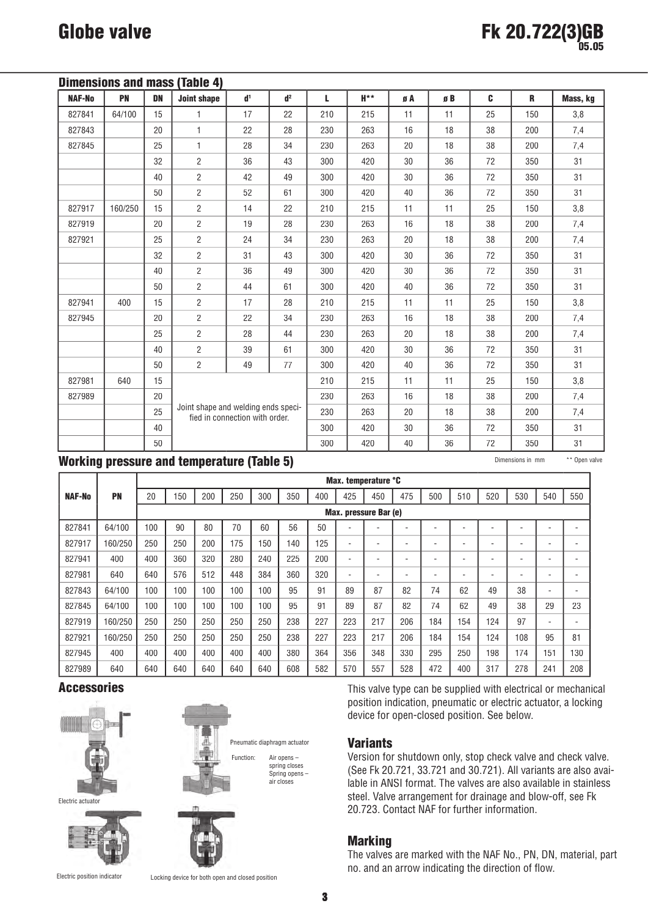# Globe valve

Fk 20.722(3)GB
05.05

## Dimensions and mass (Table 4)

| NAF-No | PN | DN | Joint shape | $d^1$ | $d^2$ | L | H** | ø A | ø B | C | R | Mass, kg |
|---|---|---|---|---|---|---|---|---|---|---|---|---|
| 827841 | 64/100 | 15 | 1 | 17 | 22 | 210 | 215 | 11 | 11 | 25 | 150 | 3,8 |
| 827843 | | 20 | 1 | 22 | 28 | 230 | 263 | 16 | 18 | 38 | 200 | 7,4 |
| 827845 | | 25 | 1 | 28 | 34 | 230 | 263 | 20 | 18 | 38 | 200 | 7,4 |
| | | 32 | 2 | 36 | 43 | 300 | 420 | 30 | 36 | 72 | 350 | 31 |
| | | 40 | 2 | 42 | 49 | 300 | 420 | 30 | 36 | 72 | 350 | 31 |
| | | 50 | 2 | 52 | 61 | 300 | 420 | 40 | 36 | 72 | 350 | 31 |
| 827917 | 160/250 | 15 | 2 | 14 | 22 | 210 | 215 | 11 | 11 | 25 | 150 | 3,8 |
| 827919 | | 20 | 2 | 19 | 28 | 230 | 263 | 16 | 18 | 38 | 200 | 7,4 |
| 827921 | | 25 | 2 | 24 | 34 | 230 | 263 | 20 | 18 | 38 | 200 | 7,4 |
| | | 32 | 2 | 31 | 43 | 300 | 420 | 30 | 36 | 72 | 350 | 31 |
| | | 40 | 2 | 36 | 49 | 300 | 420 | 30 | 36 | 72 | 350 | 31 |
| | | 50 | 2 | 44 | 61 | 300 | 420 | 40 | 36 | 72 | 350 | 31 |
| 827941 | 400 | 15 | 2 | 17 | 28 | 210 | 215 | 11 | 11 | 25 | 150 | 3,8 |
| 827945 | | 20 | 2 | 22 | 34 | 230 | 263 | 16 | 18 | 38 | 200 | 7,4 |
| | | 25 | 2 | 28 | 44 | 230 | 263 | 20 | 18 | 38 | 200 | 7,4 |
| | | 40 | 2 | 39 | 61 | 300 | 420 | 30 | 36 | 72 | 350 | 31 |
| | | 50 | 2 | 49 | 77 | 300 | 420 | 40 | 36 | 72 | 350 | 31 |
| 827981 | 640 | 15 | Joint shape and welding ends specified in connection with order. | | | 210 | 215 | 11 | 11 | 25 | 150 | 3,8 |
| 827989 | | 20 | | | | 230 | 263 | 16 | 18 | 38 | 200 | 7,4 |
| | | 25 | | | | 230 | 263 | 20 | 18 | 38 | 200 | 7,4 |
| | | 40 | | | | 300 | 420 | 30 | 36 | 72 | 350 | 31 |
| | | 50 | | | | 300 | 420 | 40 | 36 | 72 | 350 | 31 |

Dimensions in mm ** Open valve

## Working pressure and temperature (Table 5)

| NAF-No | PN | Max. temperature °C | | | | | | | | | | | | | | | |
|---|---|---|---|---|---|---|---|---|---|---|---|---|---|---|---|---|---|
| | | 20 | 150 | 200 | 250 | 300 | 350 | 400 | 425 | 450 | 475 | 500 | 510 | 520 | 530 | 540 | 550 |
| | | Max. pressure Bar (e) | | | | | | | | | | | | | | | |
| 827841 | 64/100 | 100 | 90 | 80 | 70 | 60 | 56 | 50 | - | - | - | - | - | - | - | - | - |
| 827917 | 160/250 | 250 | 250 | 200 | 175 | 150 | 140 | 125 | - | - | - | - | - | - | - | - | - |
| 827941 | 400 | 400 | 360 | 320 | 280 | 240 | 225 | 200 | - | - | - | - | - | - | - | - | - |
| 827981 | 640 | 640 | 576 | 512 | 448 | 384 | 360 | 320 | - | - | - | - | - | - | - | - | - |
| 827843 | 64/100 | 100 | 100 | 100 | 100 | 100 | 95 | 91 | 89 | 87 | 82 | 74 | 62 | 49 | 38 | - | - |
| 827845 | 64/100 | 100 | 100 | 100 | 100 | 100 | 95 | 91 | 89 | 87 | 82 | 74 | 62 | 49 | 38 | 29 | 23 |
| 827919 | 160/250 | 250 | 250 | 250 | 250 | 250 | 238 | 227 | 223 | 217 | 206 | 184 | 154 | 124 | 97 | - | - |
| 827921 | 160/250 | 250 | 250 | 250 | 250 | 250 | 238 | 227 | 223 | 217 | 206 | 184 | 154 | 124 | 108 | 95 | 81 |
| 827945 | 400 | 400 | 400 | 400 | 400 | 400 | 380 | 364 | 356 | 348 | 330 | 295 | 250 | 198 | 174 | 151 | 130 |
| 827989 | 640 | 640 | 640 | 640 | 640 | 640 | 608 | 582 | 570 | 557 | 528 | 472 | 400 | 317 | 278 | 241 | 208 |

## Accessories

Electric actuator

Pneumatic diaphragm actuator

Function: Air opens – spring closes; Spring opens – air closes

Electric position indicator

Locking device for both open and closed position

This valve type can be supplied with electrical or mechanical position indication, pneumatic or electric actuator, a locking device for open-closed position. See below.

## Variants

Version for shutdown only, stop check valve and check valve. (See Fk 20.721, 33.721 and 30.721). All variants are also available in ANSI format. The valves are also available in stainless steel. Valve arrangement for drainage and blow-off, see Fk 20.723. Contact NAF for further information.

## Marking

The valves are marked with the NAF No., PN, DN, material, part no. and an arrow indicating the direction of flow.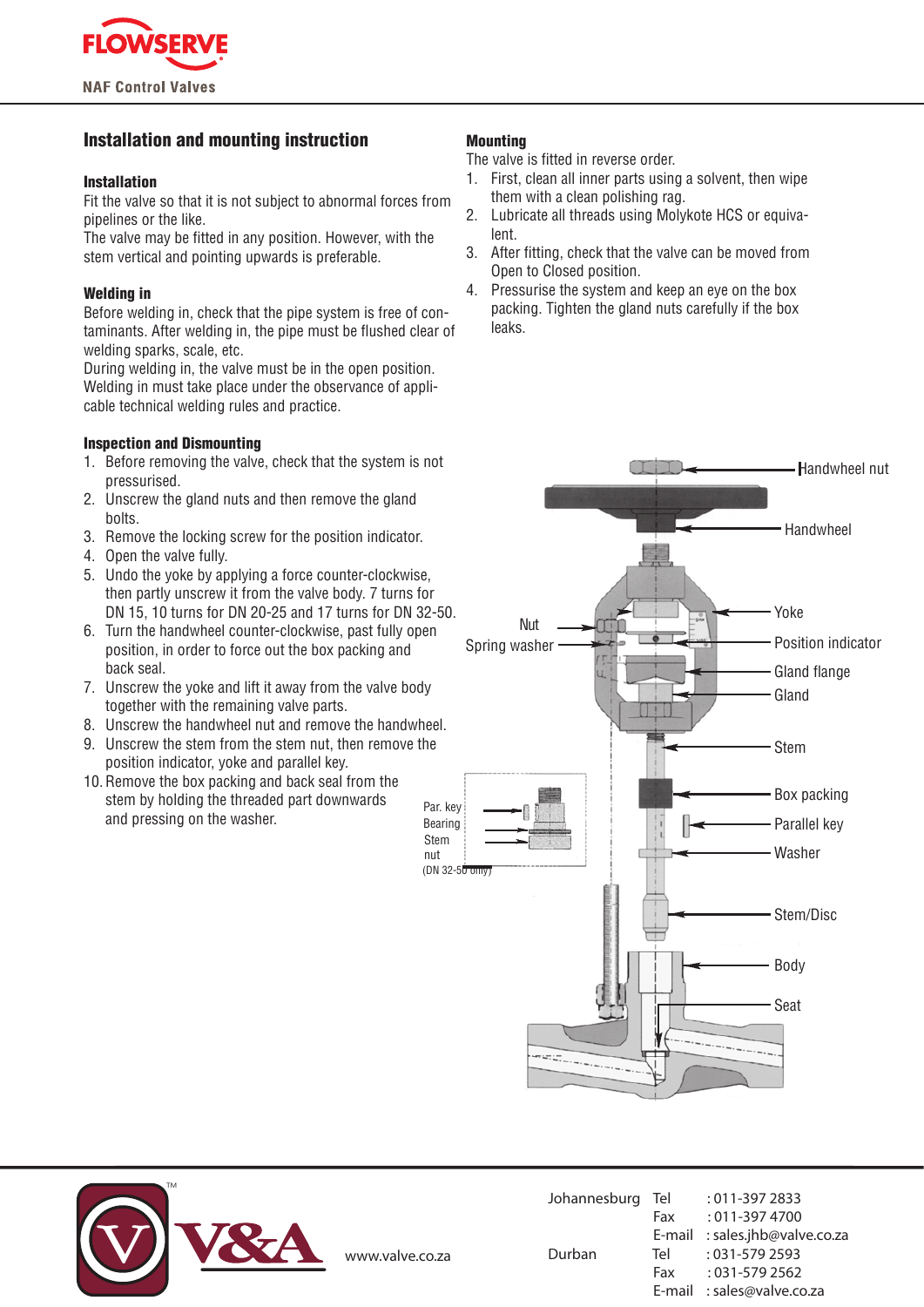# Installation and mounting instruction

## Installation

Fit the valve so that it is not subject to abnormal forces from pipelines or the like.

The valve may be fitted in any position. However, with the stem vertical and pointing upwards is preferable.

## Welding in

Before welding in, check that the pipe system is free of contaminants. After welding in, the pipe must be flushed clear of welding sparks, scale, etc.

During welding in, the valve must be in the open position. Welding in must take place under the observance of applicable technical welding rules and practice.

## Inspection and Dismounting

1. Before removing the valve, check that the system is not pressurised.
2. Unscrew the gland nuts and then remove the gland bolts.
3. Remove the locking screw for the position indicator.
4. Open the valve fully.
5. Undo the yoke by applying a force counter-clockwise, then partly unscrew it from the valve body. 7 turns for DN 15, 10 turns for DN 20-25 and 17 turns for DN 32-50.
6. Turn the handwheel counter-clockwise, past fully open position, in order to force out the box packing and back seal.
7. Unscrew the yoke and lift it away from the valve body together with the remaining valve parts.
8. Unscrew the handwheel nut and remove the handwheel.
9. Unscrew the stem from the stem nut, then remove the position indicator, yoke and parallel key.
10. Remove the box packing and back seal from the stem by holding the threaded part downwards and pressing on the washer.

## Mounting

The valve is fitted in reverse order.

1. First, clean all inner parts using a solvent, then wipe them with a clean polishing rag.
2. Lubricate all threads using Molykote HCS or equivalent.
3. After fitting, check that the valve can be moved from Open to Closed position.
4. Pressurise the system and keep an eye on the box packing. Tighten the gland nuts carefully if the box leaks.

Handwheel nut
Handwheel
Yoke
Nut
Spring washer
Position indicator
Gland flange
Gland
Stem
Box packing
Parallel key
Washer
Stem/Disc
Body
Seat
Par. key
Bearing
Stem nut
(DN 32-50 only)

www.valve.co.za

| | | | |
|---|---|---|---|
| Johannesburg | Tel | : 011-397 2833 |
| | Fax | : 011-397 4700 |
| | E-mail | : sales.jhb@valve.co.za |
| Durban | Tel | : 031-579 2593 |
| | Fax | : 031-579 2562 |
| | E-mail | : sales@valve.co.za |